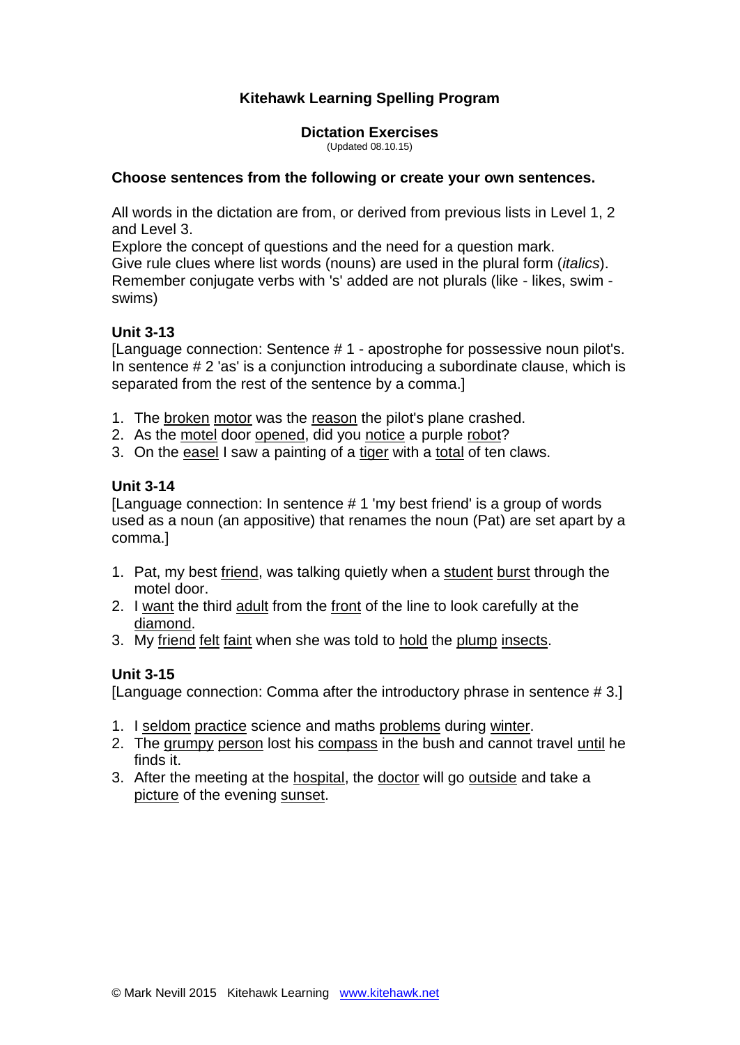# Kitehawk Learning Spelling Program

## Dictation Exercises

(Updated 08.10.15)

**Choose sentences from the following or create your own sentences.**

All words in the dictation are from, or derived from previous lists in Level 1, 2 and Level 3.
Explore the concept of questions and the need for a question mark.
Give rule clues where list words (nouns) are used in the plural form (*italics*).
Remember conjugate verbs with 's' added are not plurals (like - likes, swim - swims)

### Unit 3-13

[Language connection: Sentence # 1 - apostrophe for possessive noun pilot's. In sentence # 2 'as' is a conjunction introducing a subordinate clause, which is separated from the rest of the sentence by a comma.]

1. The <u>broken</u> <u>motor</u> was the <u>reason</u> the pilot's plane crashed.
2. As the <u>motel</u> door <u>opened</u>, did you <u>notice</u> a purple <u>robot</u>?
3. On the <u>easel</u> I saw a painting of a <u>tiger</u> with a <u>total</u> of ten claws.

### Unit 3-14

[Language connection: In sentence # 1 'my best friend' is a group of words used as a noun (an appositive) that renames the noun (Pat) are set apart by a comma.]

1. Pat, my best <u>friend</u>, was talking quietly when a <u>student</u> <u>burst</u> through the motel door.
2. I <u>want</u> the third <u>adult</u> from the <u>front</u> of the line to look carefully at the <u>diamond</u>.
3. My <u>friend</u> <u>felt</u> <u>faint</u> when she was told to <u>hold</u> the <u>plump</u> <u>insects</u>.

### Unit 3-15

[Language connection: Comma after the introductory phrase in sentence # 3.]

1. I <u>seldom</u> <u>practice</u> science and maths <u>problems</u> during <u>winter</u>.
2. The <u>grumpy</u> <u>person</u> lost his <u>compass</u> in the bush and cannot travel <u>until</u> he finds it.
3. After the meeting at the <u>hospital</u>, the <u>doctor</u> will go <u>outside</u> and take a <u>picture</u> of the evening <u>sunset</u>.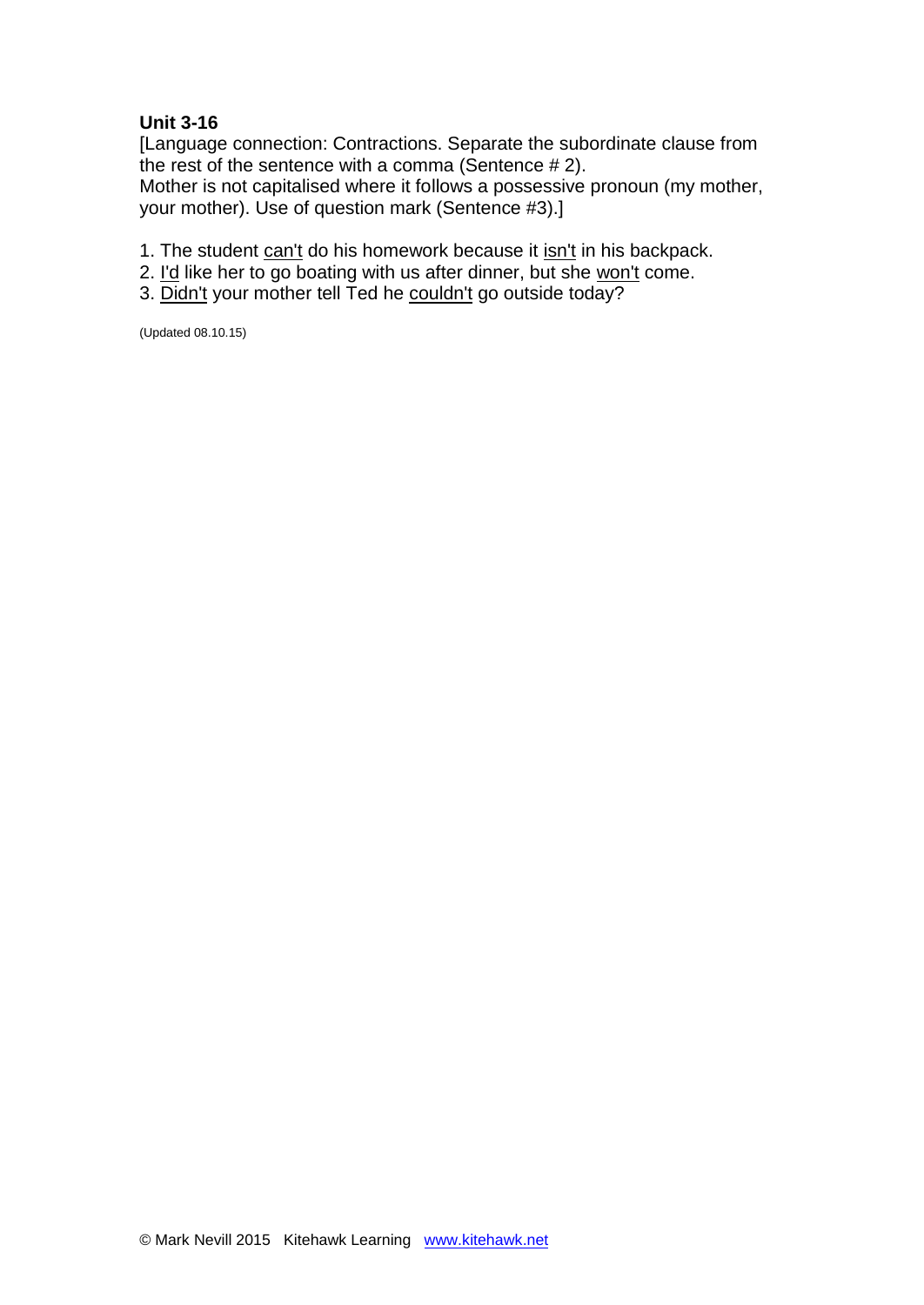**Unit 3-16**

[Language connection: Contractions. Separate the subordinate clause from the rest of the sentence with a comma (Sentence # 2).
Mother is not capitalised where it follows a possessive pronoun (my mother, your mother). Use of question mark (Sentence #3).]

1. The student <u>can't</u> do his homework because it <u>isn't</u> in his backpack.
2. <u>I'd</u> like her to go boating with us after dinner, but she <u>won't</u> come.
3. <u>Didn't</u> your mother tell Ted he <u>couldn't</u> go outside today?

(Updated 08.10.15)

© Mark Nevill 2015 Kitehawk Learning www.kitehawk.net